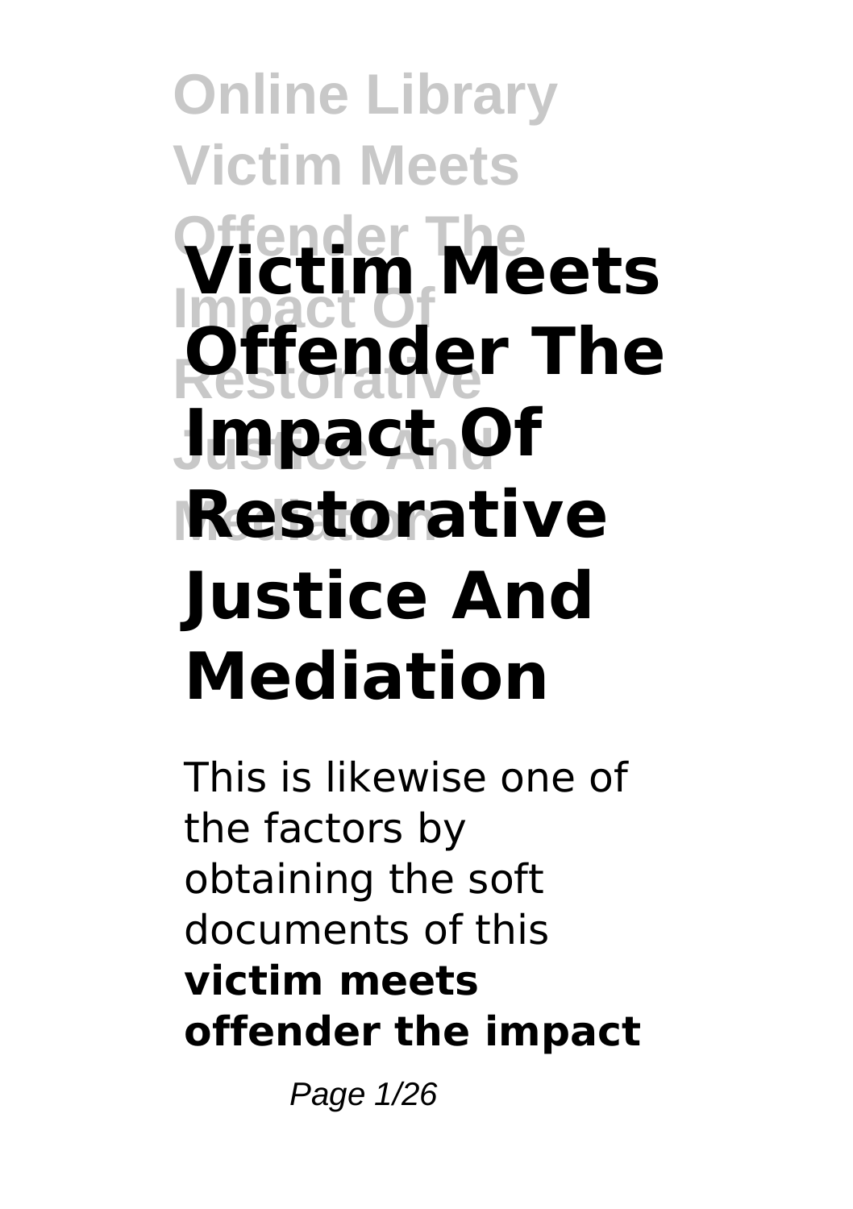# Victim Meets Offender The Impact Of Restorative Justice And Mediation

This is likewise one of the factors by obtaining the soft documents of this **victim meets offender the impact**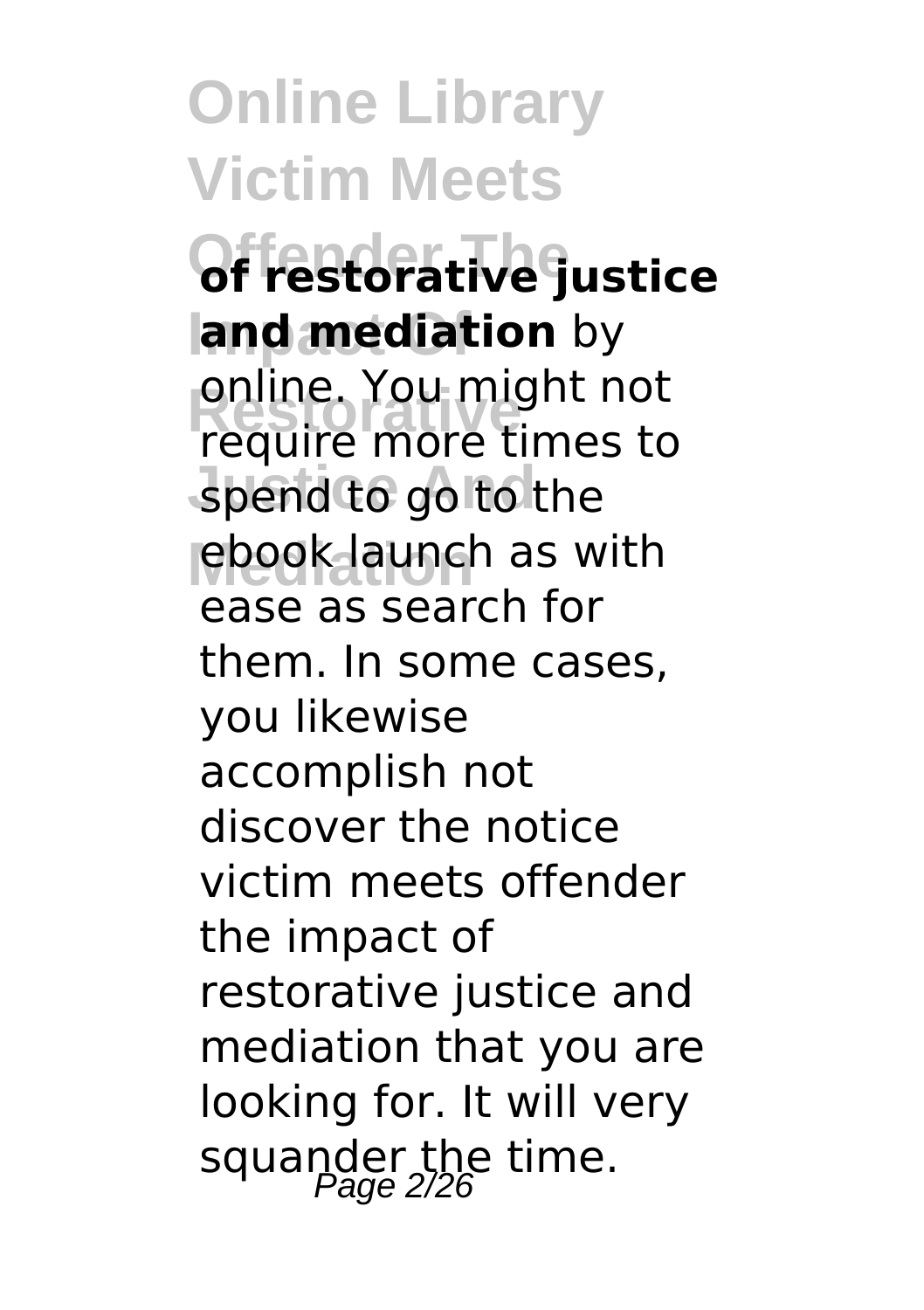**of restorative justice and mediation** by online. You might not require more times to spend to go to the ebook launch as with ease as search for them. In some cases, you likewise accomplish not discover the notice victim meets offender the impact of restorative justice and mediation that you are looking for. It will very squander the time.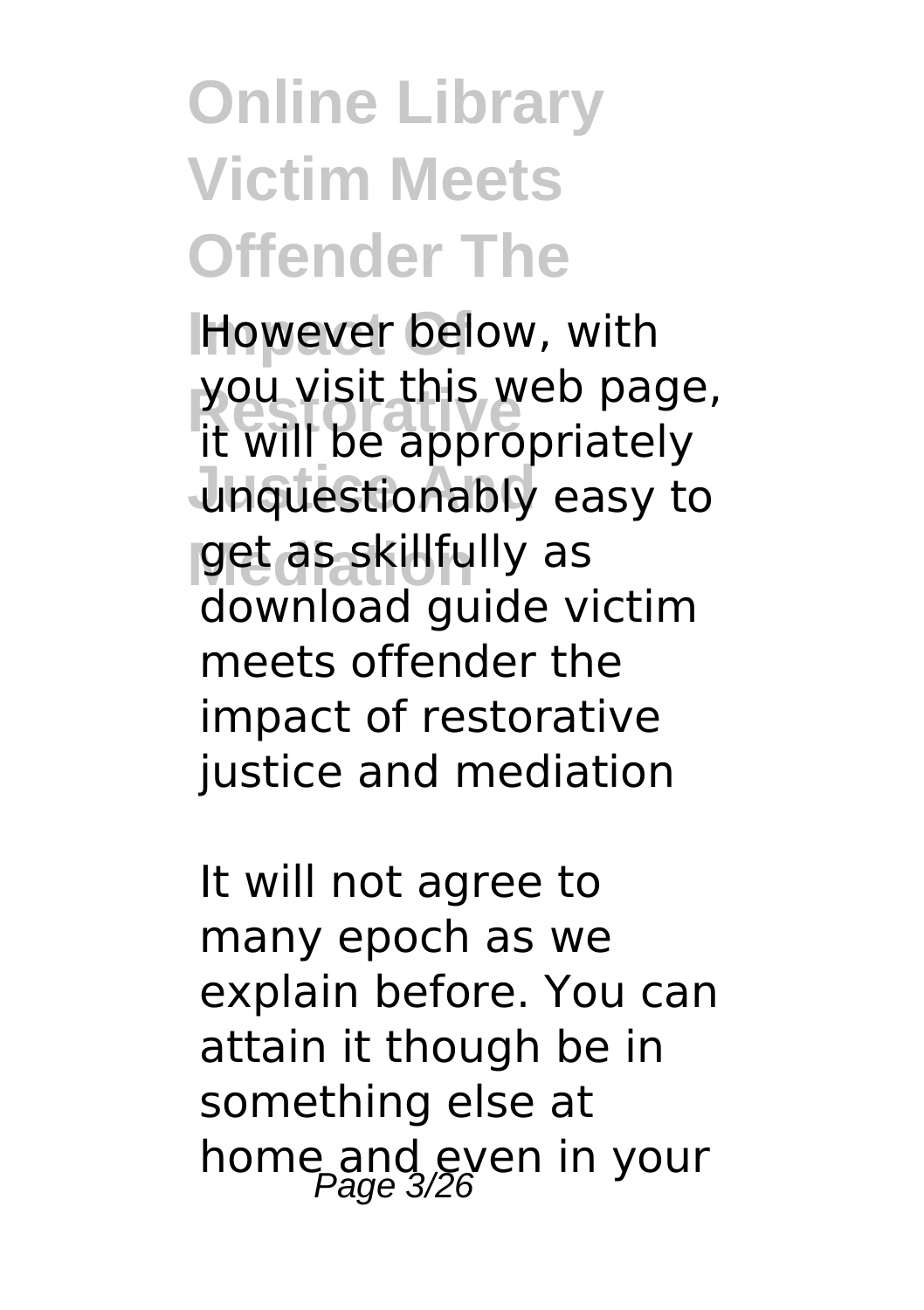# Online Library Victim Meets Offender The Impact Of Restorative Justice And Mediation

However below, with you visit this web page, it will be appropriately unquestionably easy to get as skillfully as download guide victim meets offender the impact of restorative justice and mediation

It will not agree to many epoch as we explain before. You can attain it though be in something else at home and even in your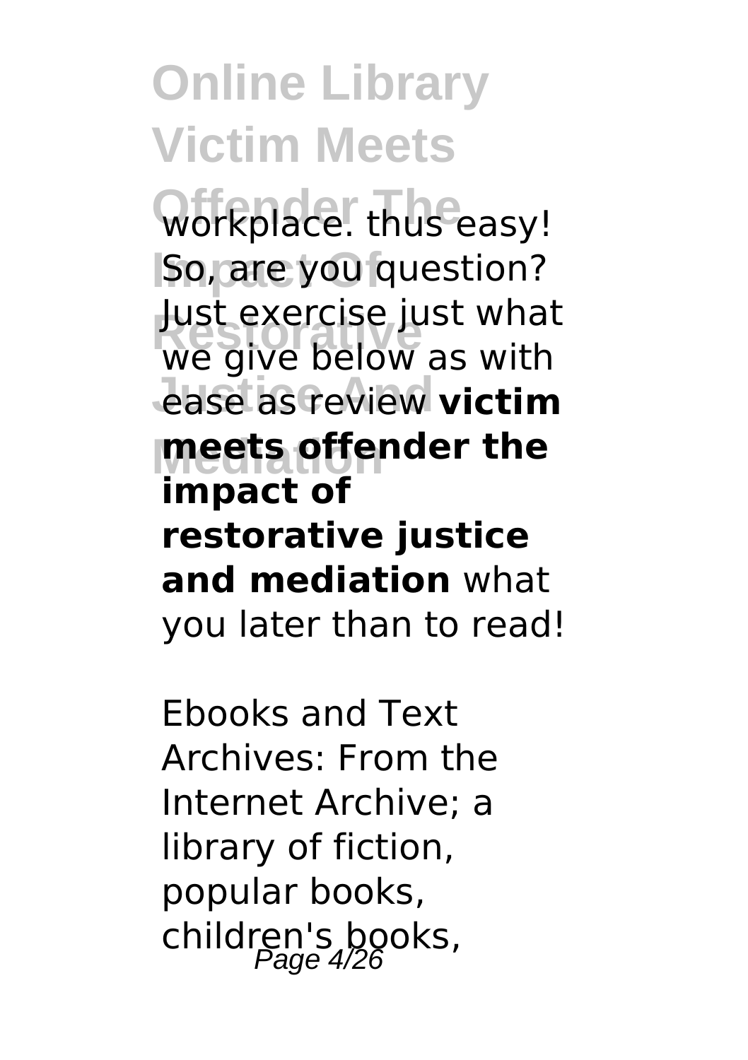workplace. thus easy! So, are you question? Just exercise just what we give below as with ease as review **victim meets offender the impact of restorative justice and mediation** what you later than to read!

Ebooks and Text Archives: From the Internet Archive; a library of fiction, popular books, children's books,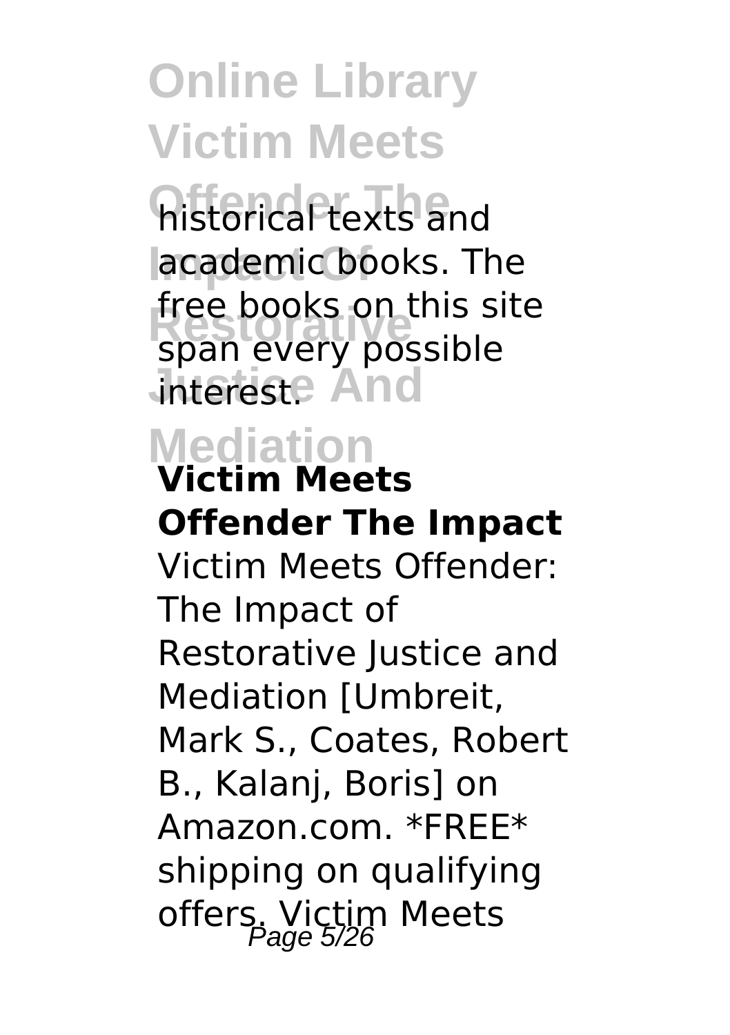historical texts and academic books. The free books on this site span every possible interest.

**Victim Meets Offender The Impact**

Victim Meets Offender: The Impact of Restorative Justice and Mediation [Umbreit, Mark S., Coates, Robert B., Kalanj, Boris] on Amazon.com. *FREE* shipping on qualifying offers. Victim Meets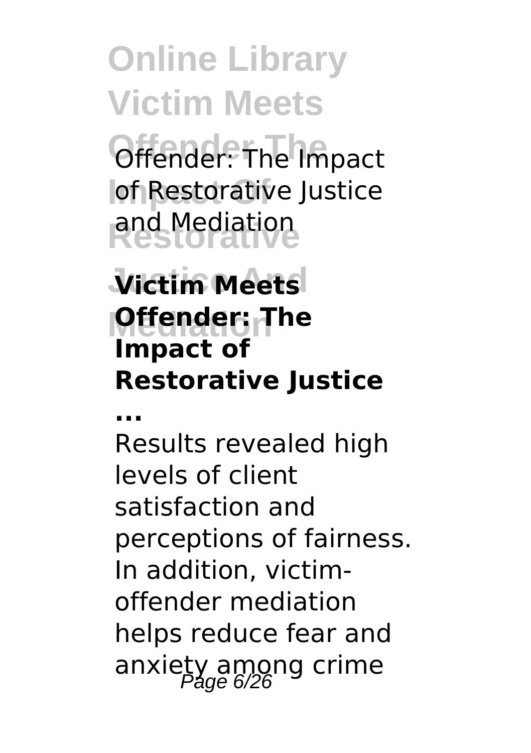Offender: The Impact of Restorative Justice and Mediation

### Victim Meets Offender: The Impact of Restorative Justice ...

Results revealed high levels of client satisfaction and perceptions of fairness. In addition, victim-offender mediation helps reduce fear and anxiety among crime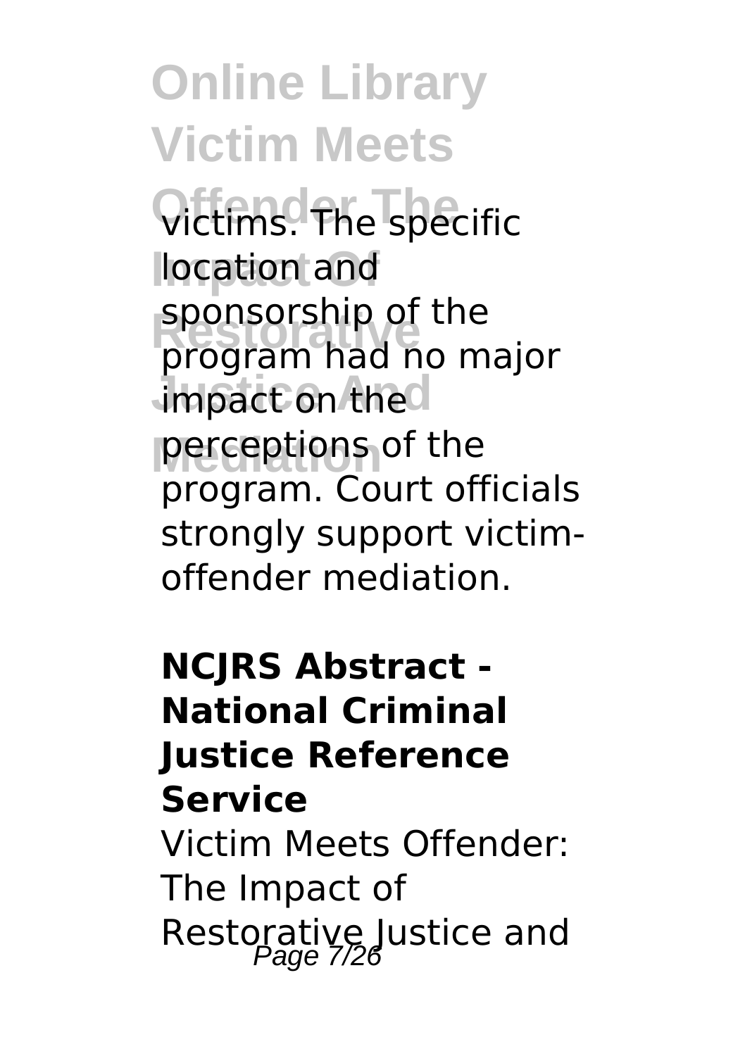victims. The specific location and sponsorship of the program had no major impact on the perceptions of the program. Court officials strongly support victim-offender mediation.

**NCJRS Abstract - National Criminal Justice Reference Service**

Victim Meets Offender: The Impact of Restorative Justice and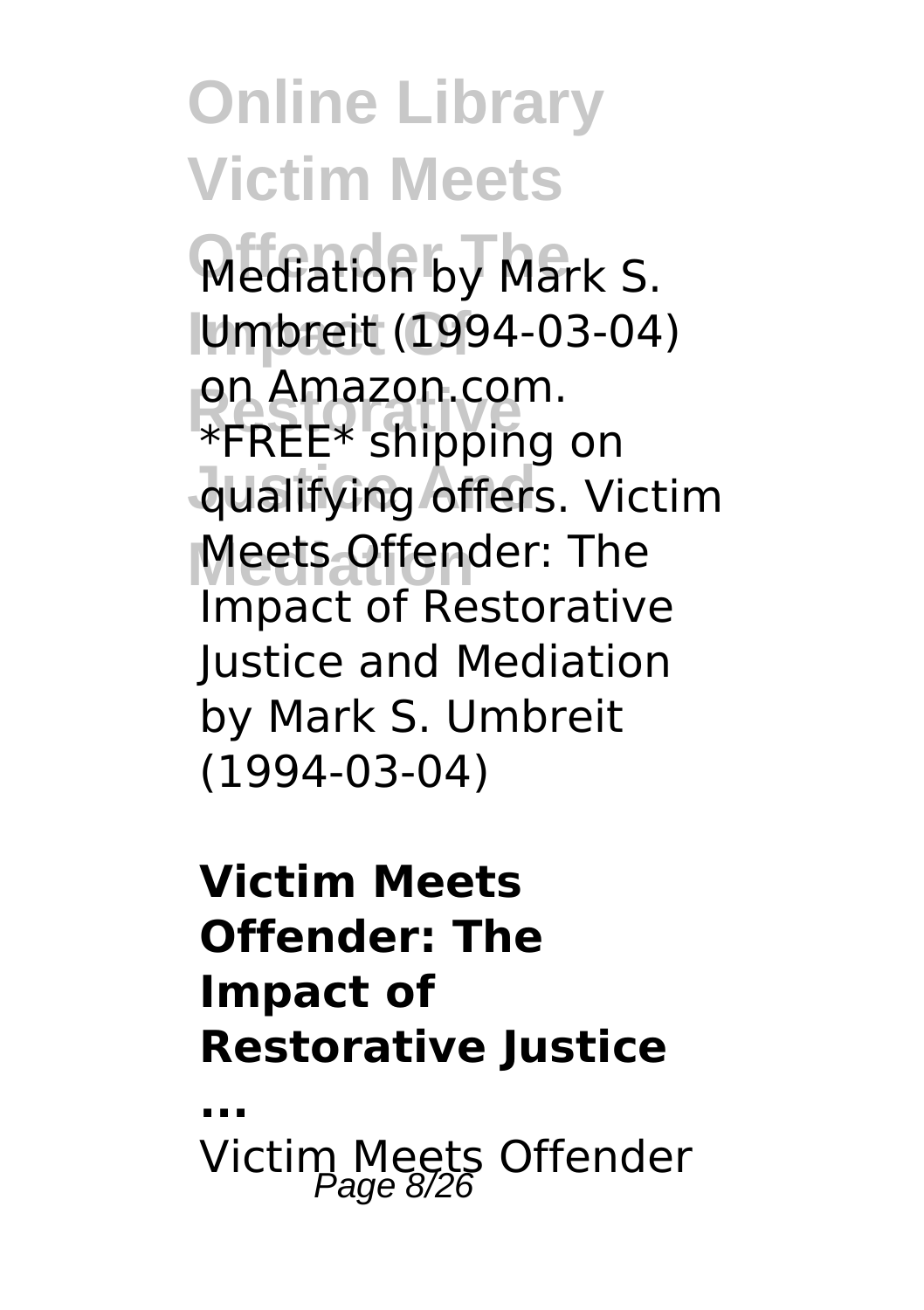Mediation by Mark S. Umbreit (1994-03-04) on Amazon.com. *FREE* shipping on qualifying offers. Victim Meets Offender: The Impact of Restorative Justice and Mediation by Mark S. Umbreit (1994-03-04)

**Victim Meets Offender: The Impact of Restorative Justice ...**

Victim Meets Offender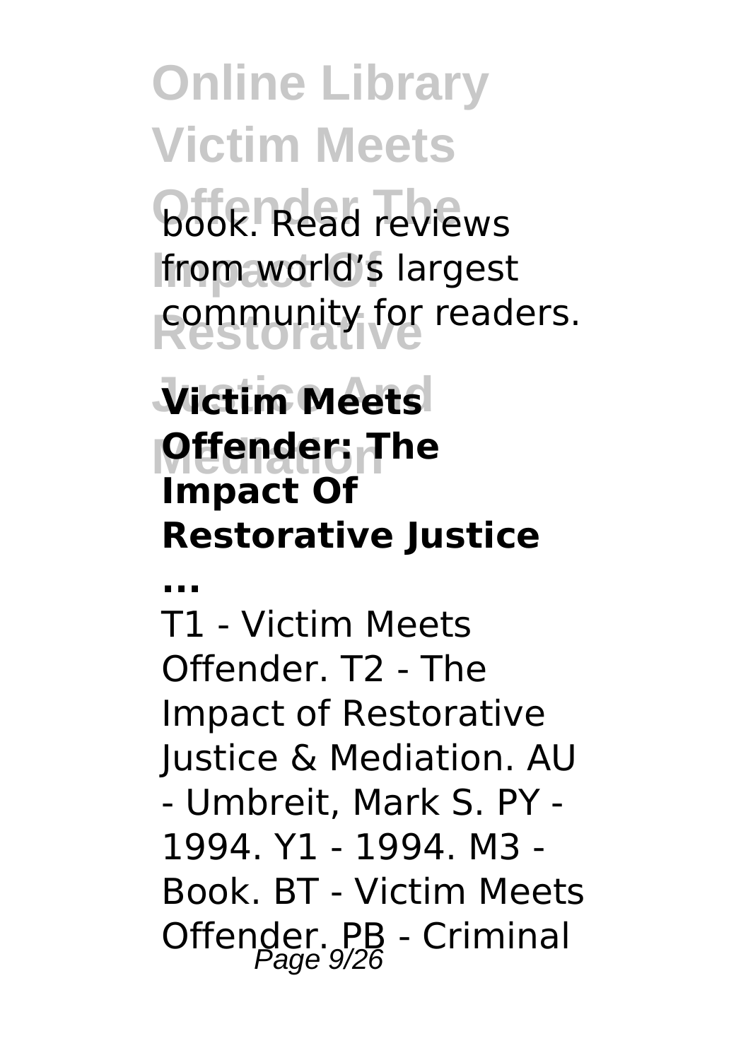book. Read reviews from world's largest community for readers.

**Victim Meets Offender: The Impact Of Restorative Justice ...**

T1 - Victim Meets Offender. T2 - The Impact of Restorative Justice & Mediation. AU - Umbreit, Mark S. PY - 1994. Y1 - 1994. M3 - Book. BT - Victim Meets Offender. PB - Criminal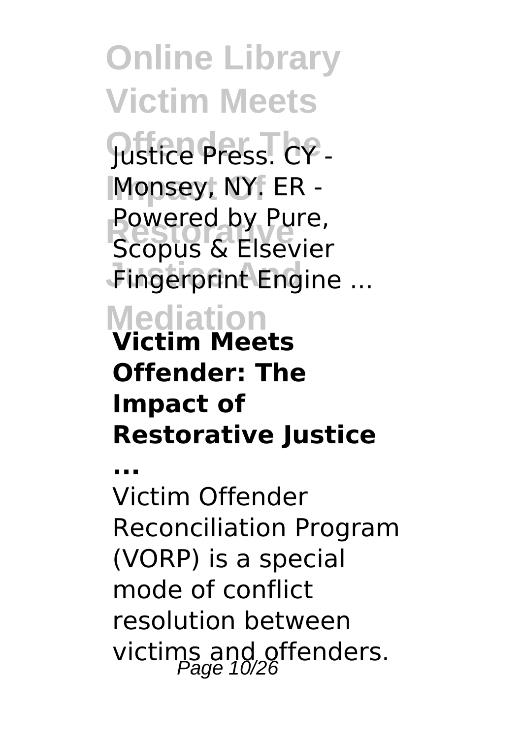Justice Press. CY - Monsey, NY. ER - Powered by Pure, Scopus & Elsevier Fingerprint Engine ...

**Victim Meets Offender: The Impact of Restorative Justice ...**

Victim Offender Reconciliation Program (VORP) is a special mode of conflict resolution between victims and offenders.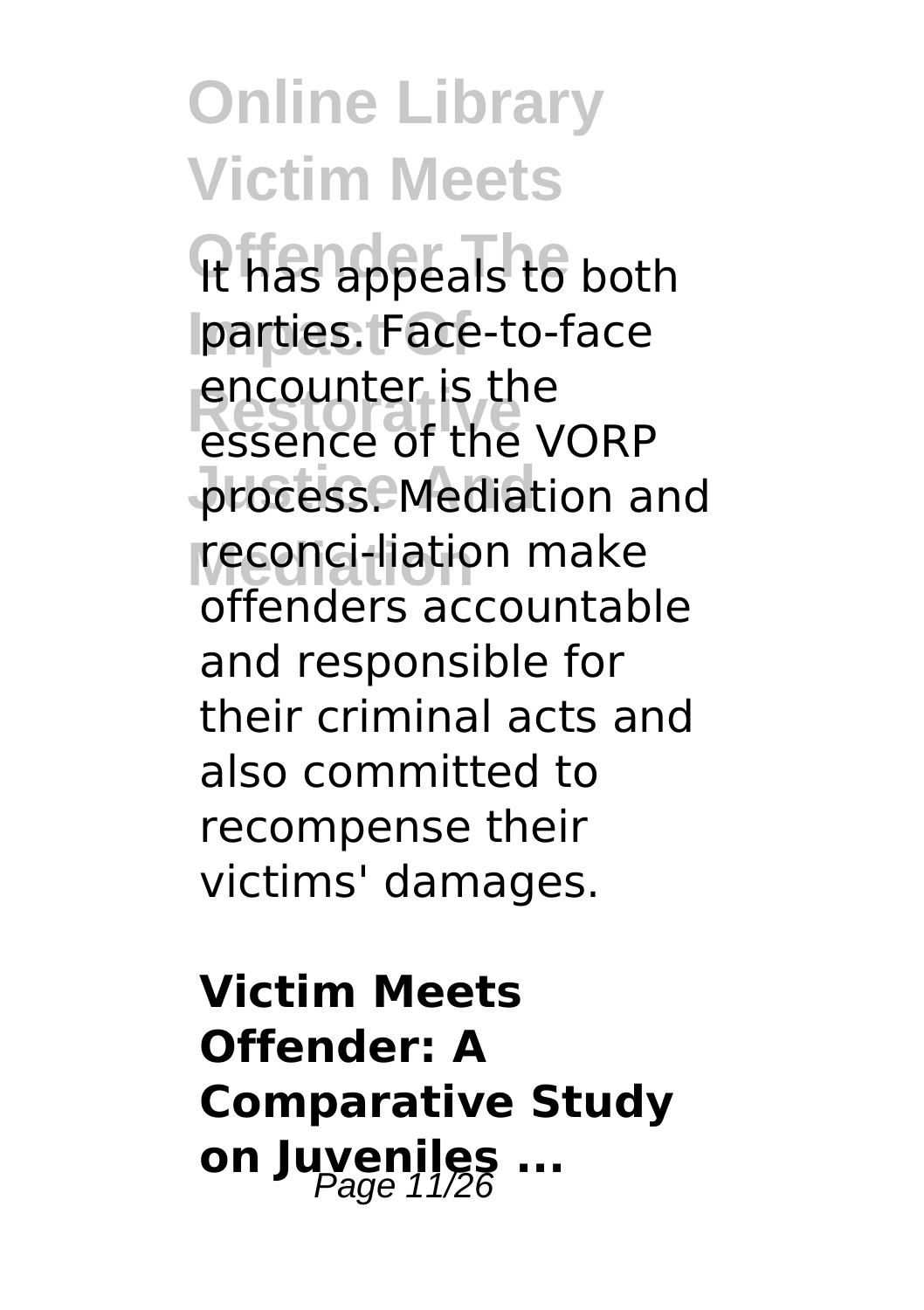It has appeals to both parties. Face-to-face encounter is the essence of the VORP process. Mediation and reconci-liation make offenders accountable and responsible for their criminal acts and also committed to recompense their victims' damages.

**Victim Meets Offender: A Comparative Study on Juveniles ...**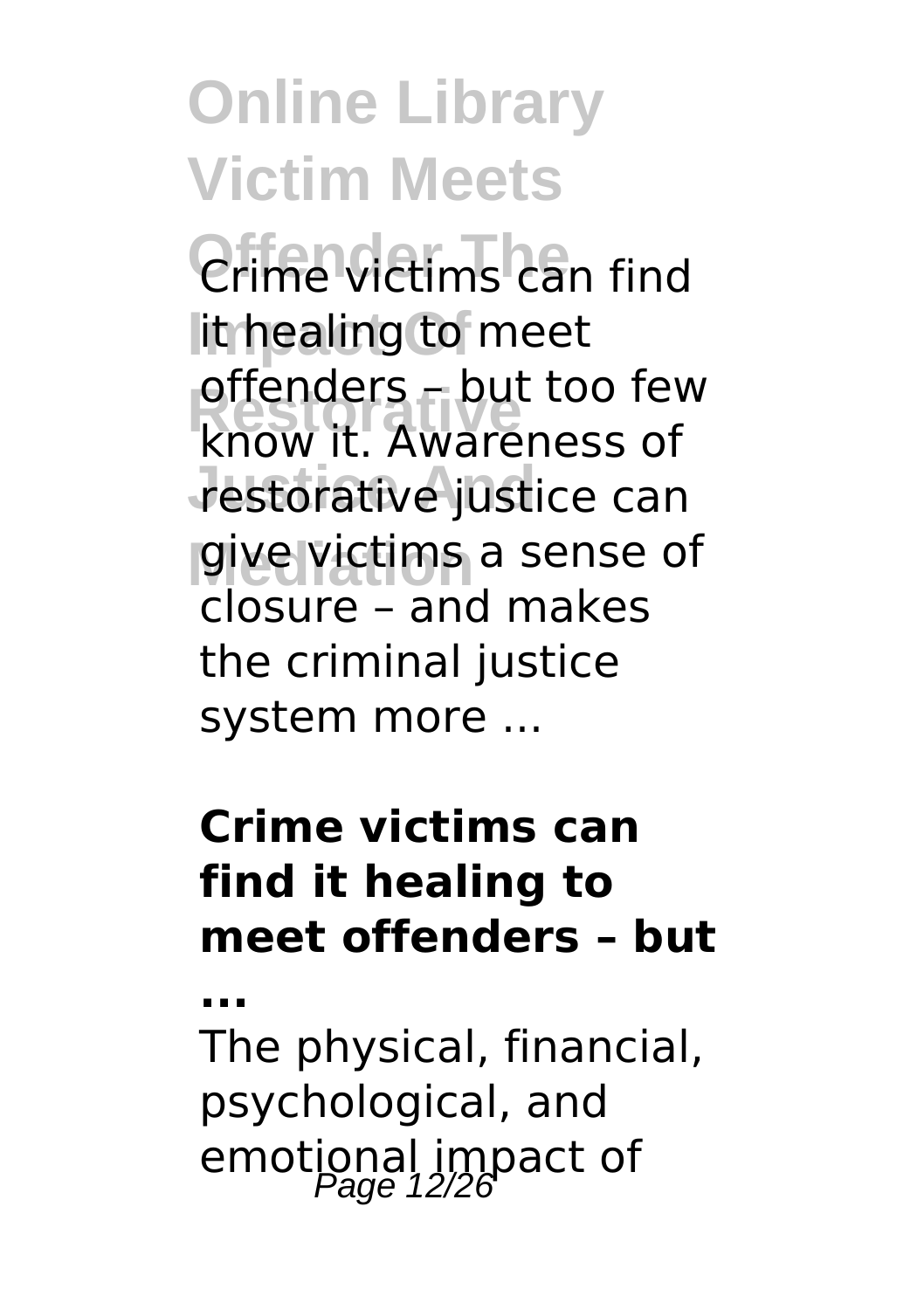Crime victims can find it healing to meet offenders – but too few know it. Awareness of restorative justice can give victims a sense of closure – and makes the criminal justice system more ...

**Crime victims can find it healing to meet offenders – but ...**

The physical, financial, psychological, and emotional impact of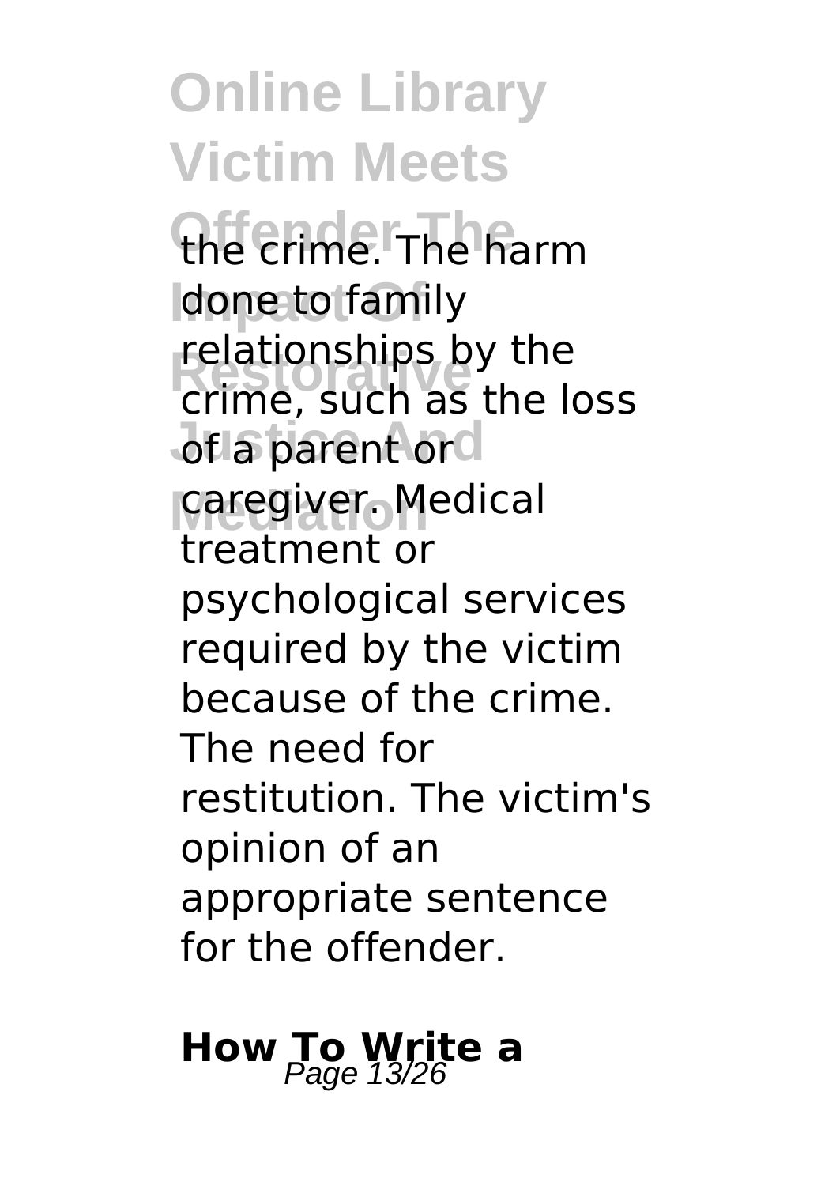the crime. The harm done to family relationships by the crime, such as the loss of a parent or caregiver. Medical treatment or psychological services required by the victim because of the crime. The need for restitution. The victim's opinion of an appropriate sentence for the offender.

## How To Write a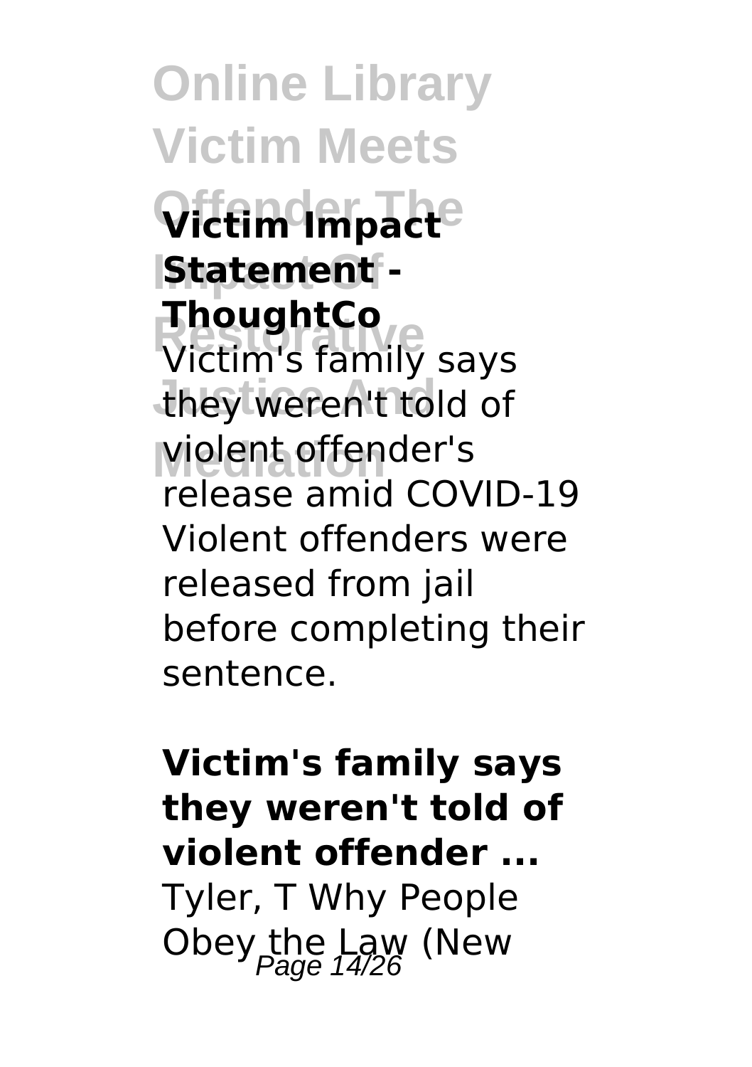**Victim Impact Statement - ThoughtCo**

Victim's family says they weren't told of violent offender's release amid COVID-19 Violent offenders were released from jail before completing their sentence.

**Victim's family says they weren't told of violent offender ...**

Tyler, T Why People Obey the Law (New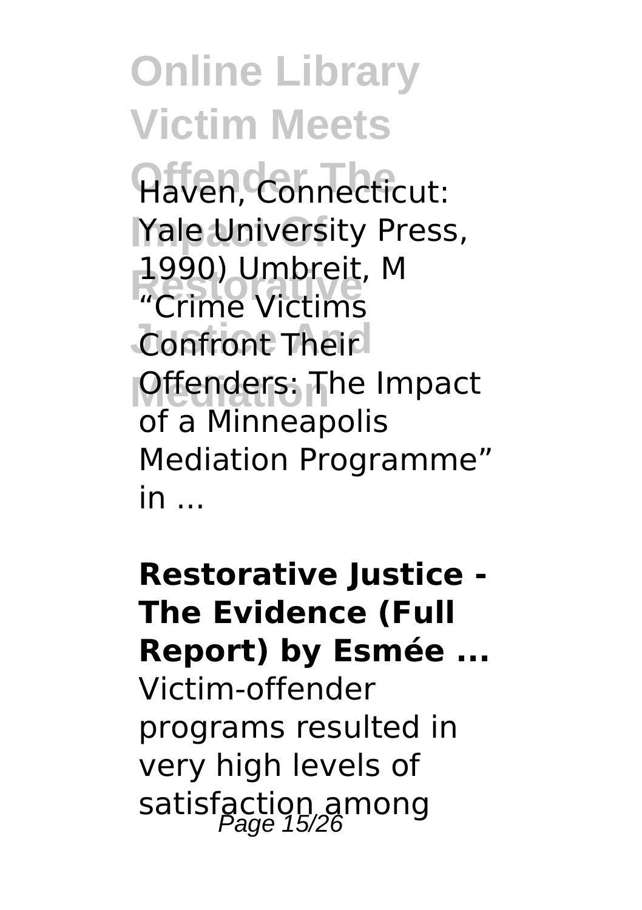Haven, Connecticut: Yale University Press, 1990) Umbreit, M "Crime Victims Confront Their Offenders: The Impact of a Minneapolis Mediation Programme" in ...

**Restorative Justice - The Evidence (Full Report) by Esmée ...**

Victim-offender programs resulted in very high levels of satisfaction among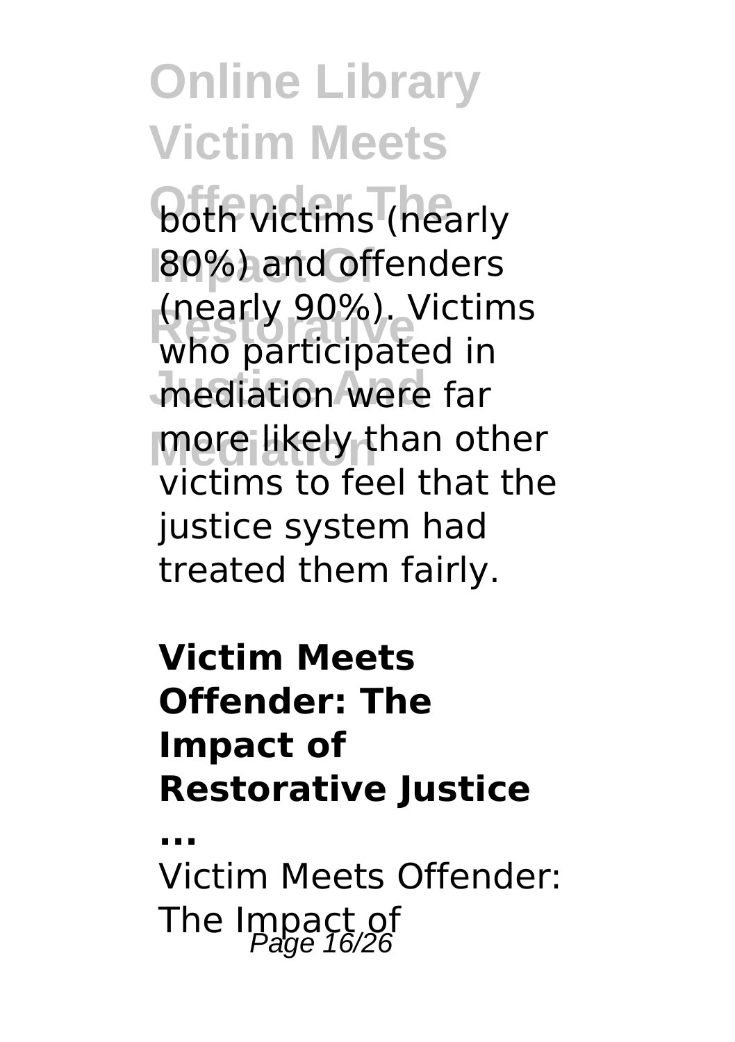both victims (nearly 80%) and offenders (nearly 90%). Victims who participated in mediation were far more likely than other victims to feel that the justice system had treated them fairly.

**Victim Meets Offender: The Impact of Restorative Justice ...**

Victim Meets Offender: The Impact of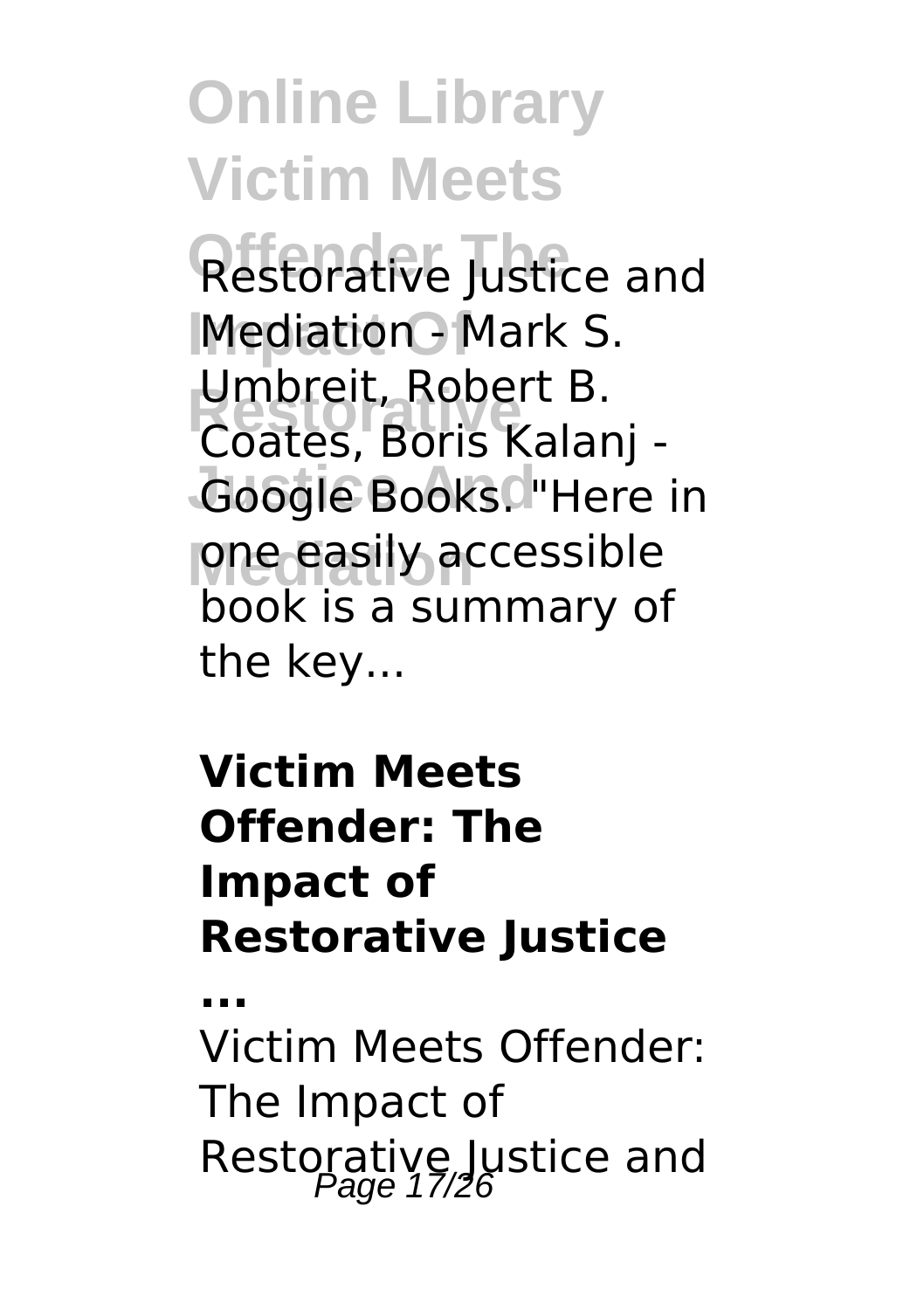Restorative Justice and Mediation - Mark S. Umbreit, Robert B. Coates, Boris Kalanj - Google Books. "Here in one easily accessible book is a summary of the key...

**Victim Meets Offender: The Impact of Restorative Justice ...**

Victim Meets Offender: The Impact of Restorative Justice and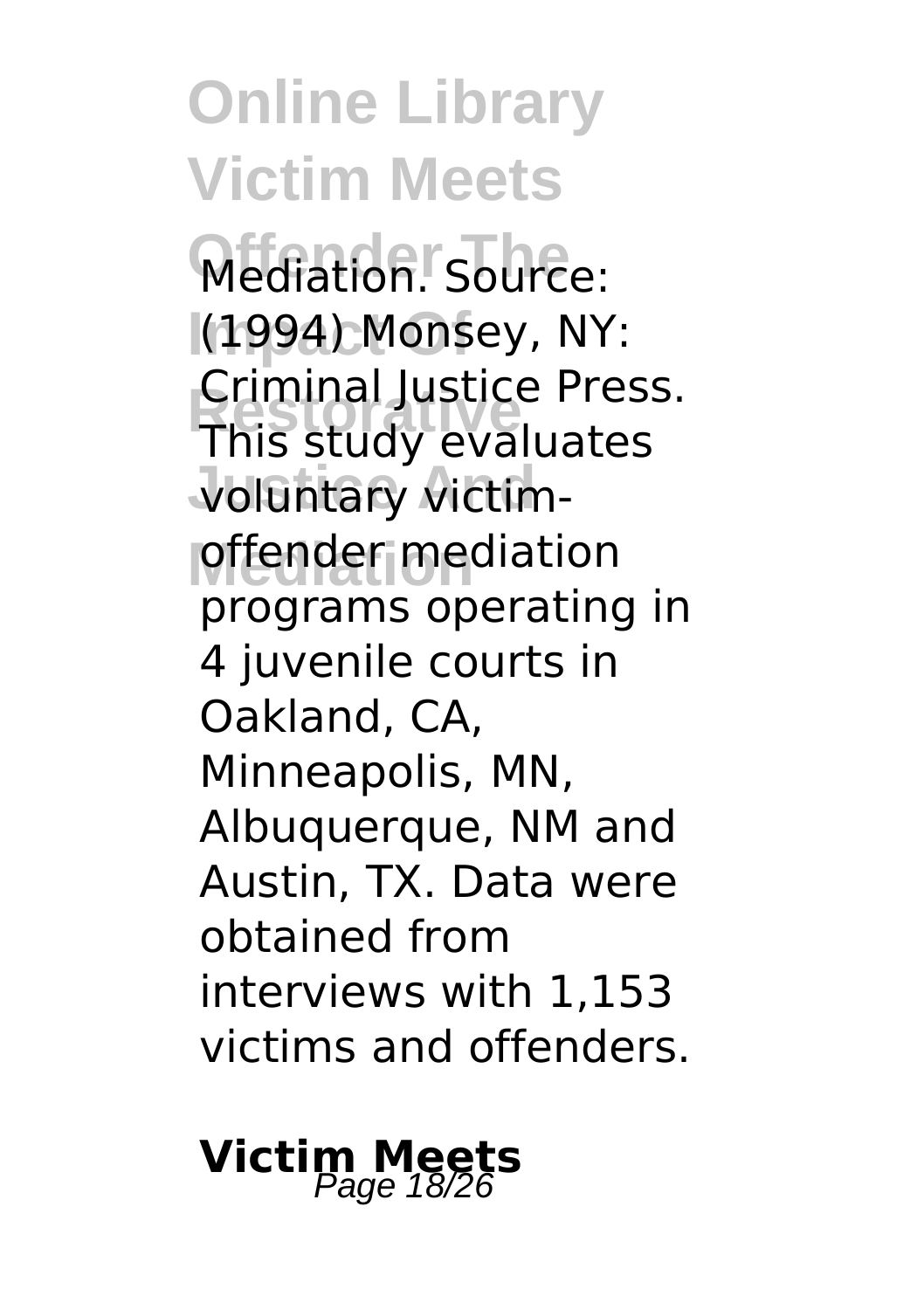Mediation. Source: (1994) Monsey, NY: Criminal Justice Press. This study evaluates voluntary victim-offender mediation programs operating in 4 juvenile courts in Oakland, CA, Minneapolis, MN, Albuquerque, NM and Austin, TX. Data were obtained from interviews with 1,153 victims and offenders.

## Victim Meets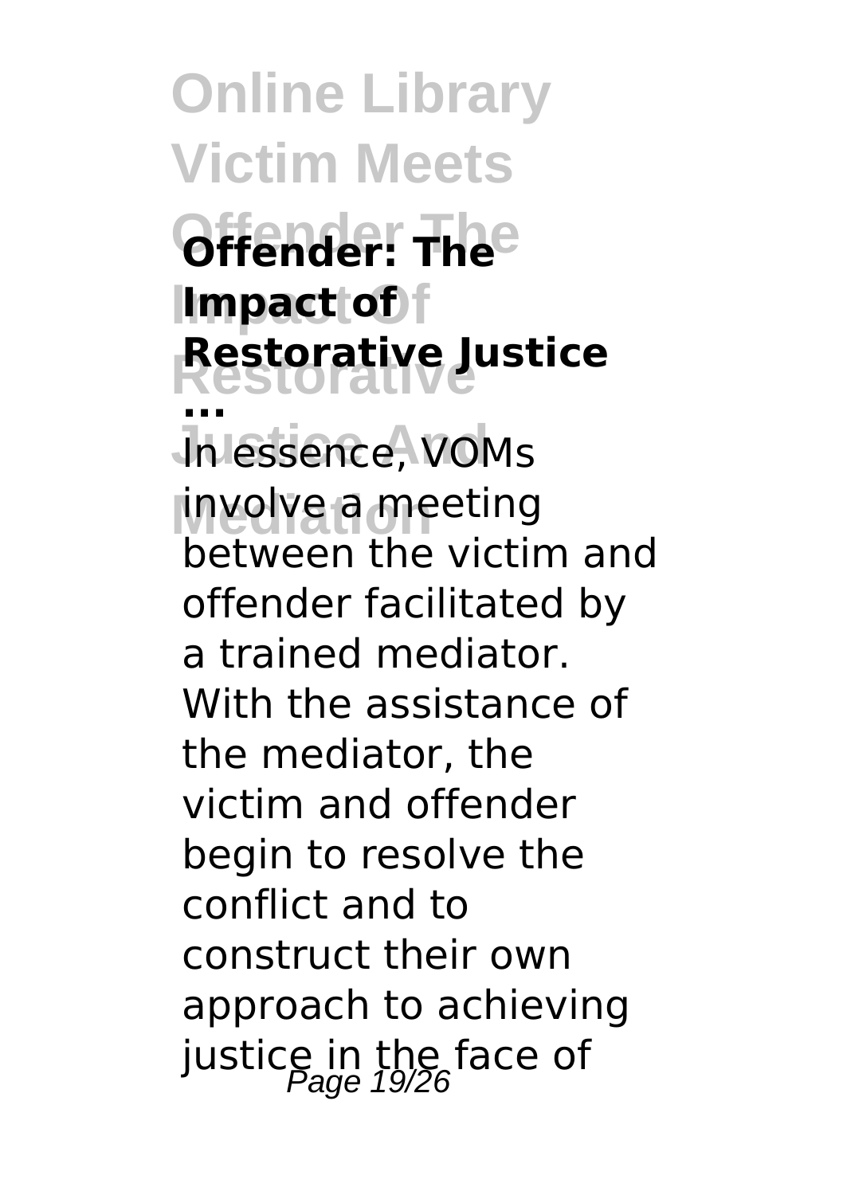**Offender: The Impact of Restorative Justice ...**

In essence, VOMs involve a meeting between the victim and offender facilitated by a trained mediator. With the assistance of the mediator, the victim and offender begin to resolve the conflict and to construct their own approach to achieving justice in the face of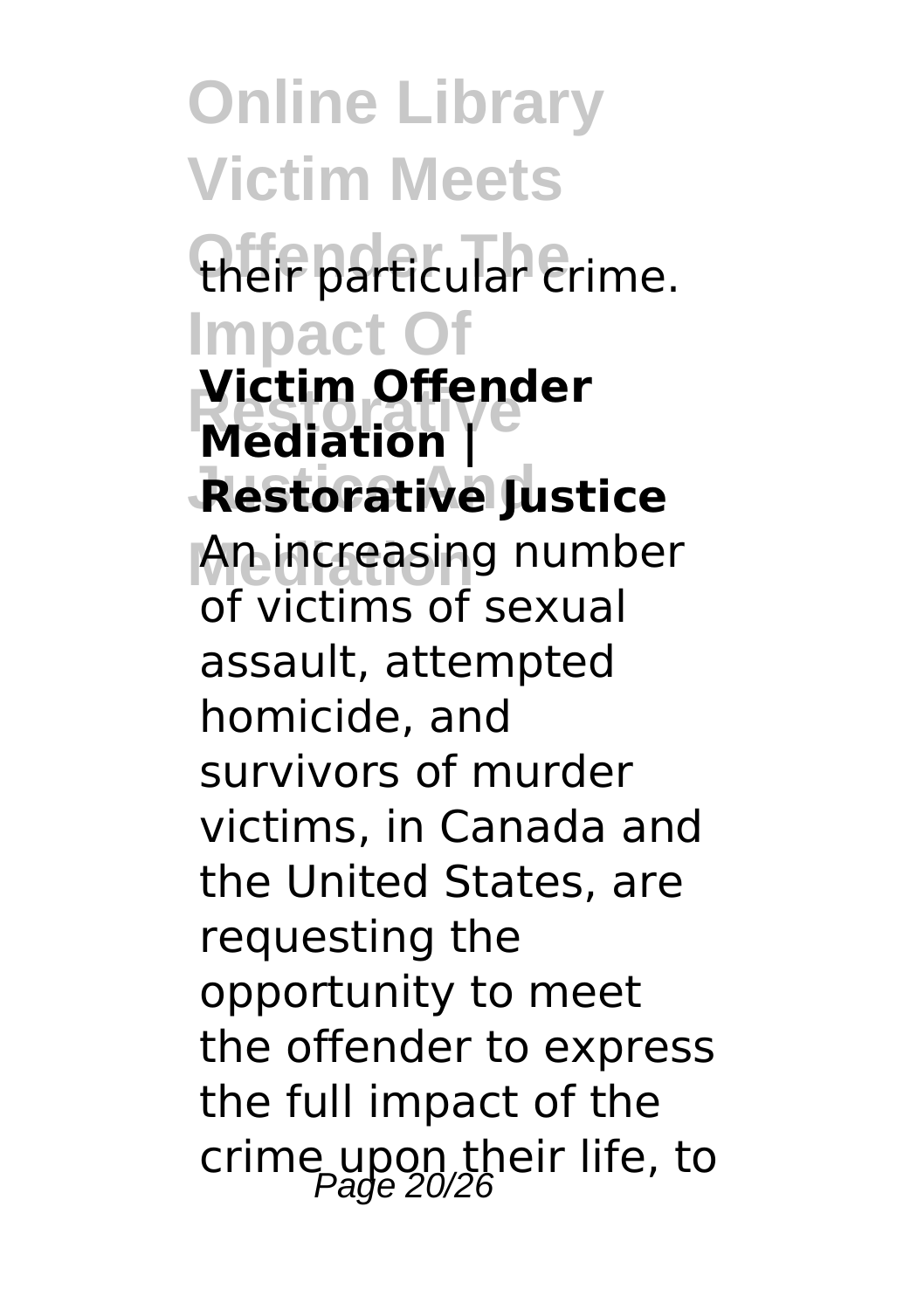their particular crime.

**Victim Offender Mediation | Restorative Justice**

An increasing number of victims of sexual assault, attempted homicide, and survivors of murder victims, in Canada and the United States, are requesting the opportunity to meet the offender to express the full impact of the crime upon their life, to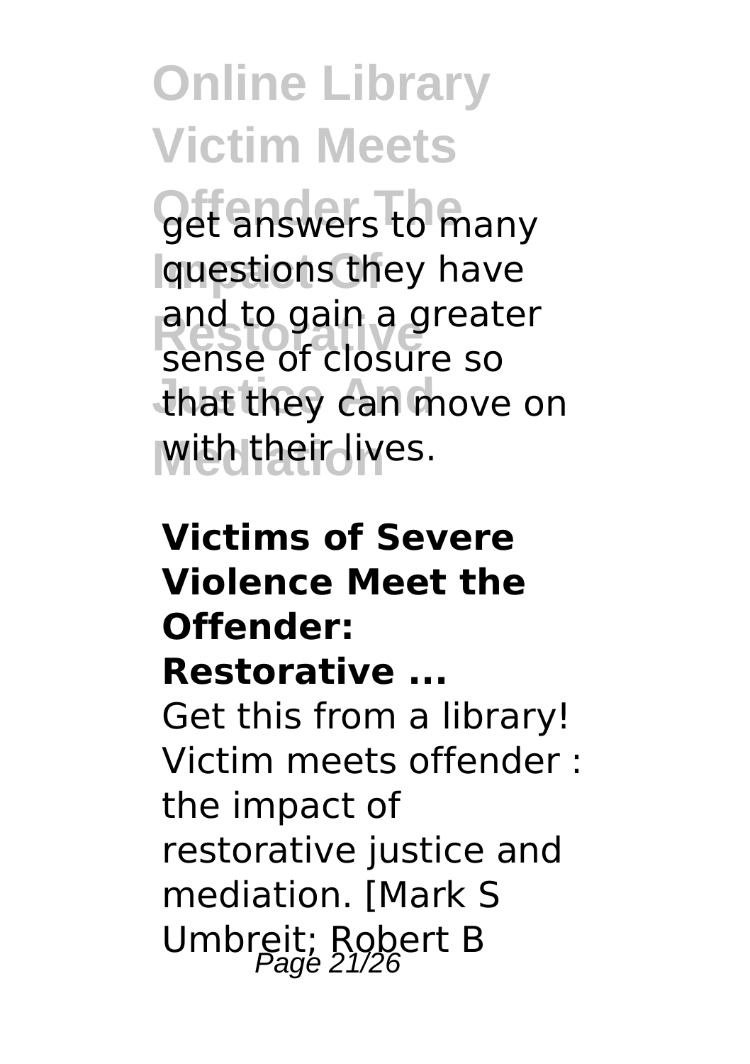get answers to many questions they have and to gain a greater sense of closure so that they can move on with their lives.

**Victims of Severe Violence Meet the Offender: Restorative ...**

Get this from a library! Victim meets offender : the impact of restorative justice and mediation. [Mark S Umbreit; Robert B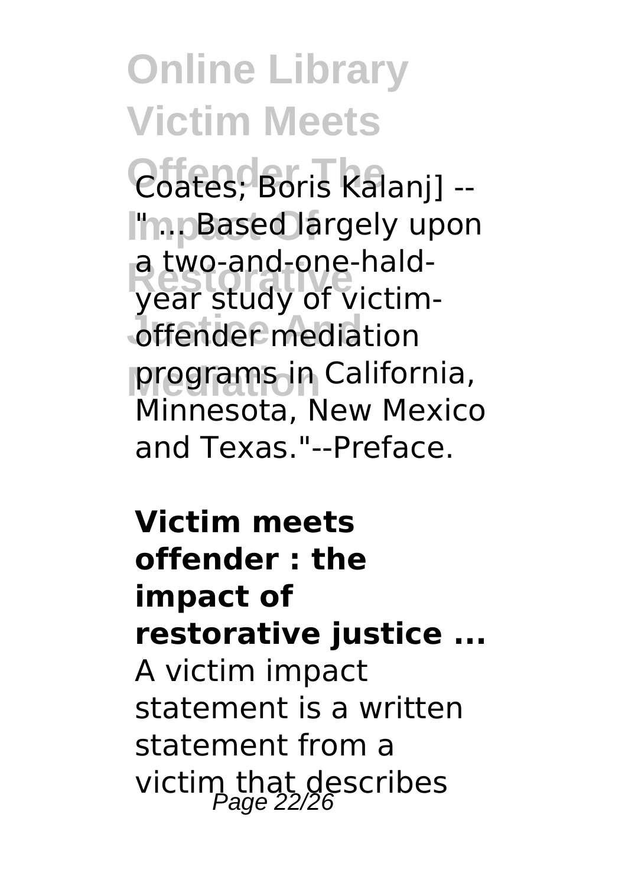Coates; Boris Kalanj] -- "... Based largely upon a two-and-one-hald-year study of victim-offender mediation programs in California, Minnesota, New Mexico and Texas."--Preface.

**Victim meets offender : the impact of restorative justice ...**

A victim impact statement is a written statement from a victim that describes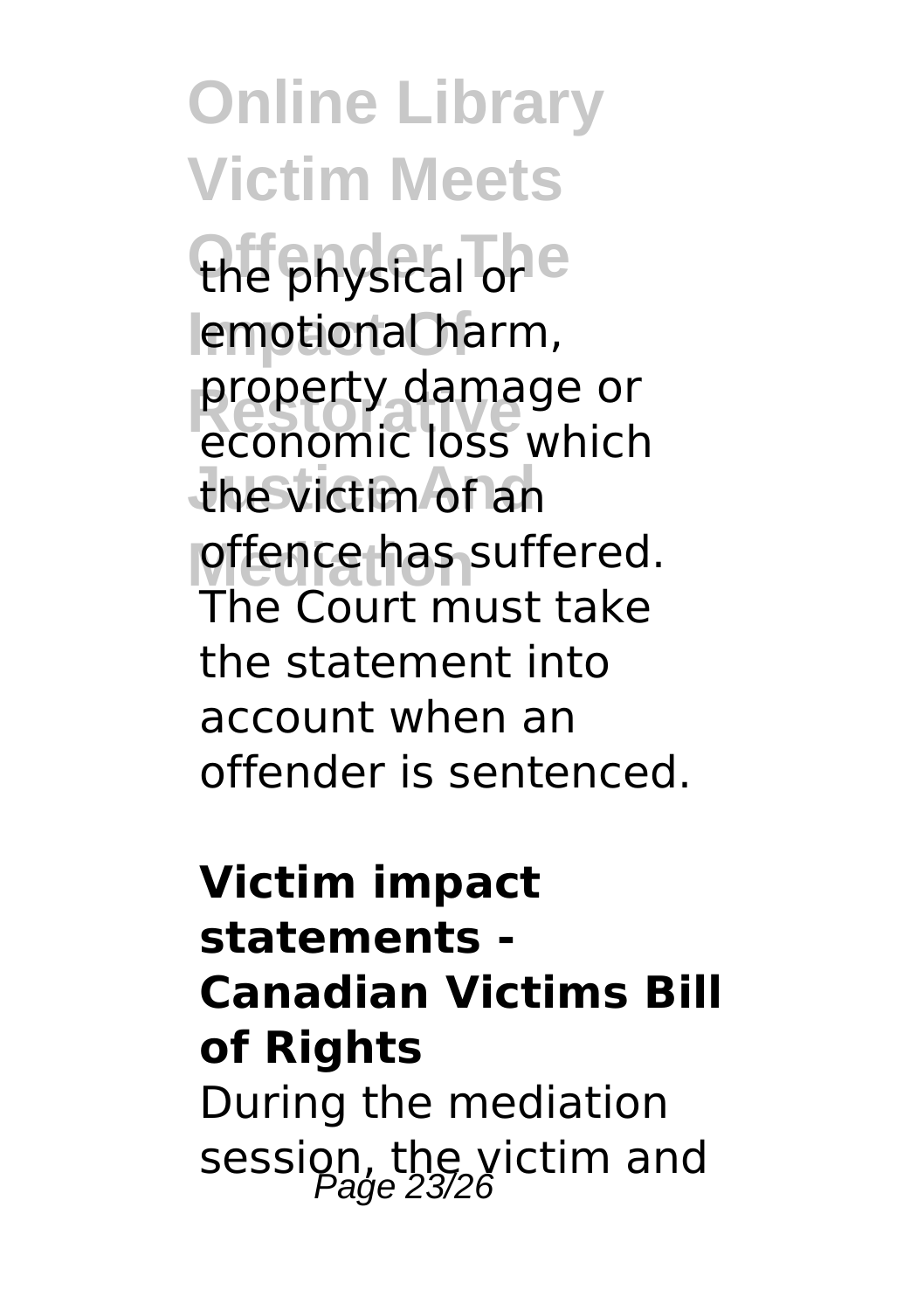the physical or emotional harm, property damage or economic loss which the victim of an offence has suffered. The Court must take the statement into account when an offender is sentenced.

**Victim impact statements - Canadian Victims Bill of Rights**

During the mediation session, the victim and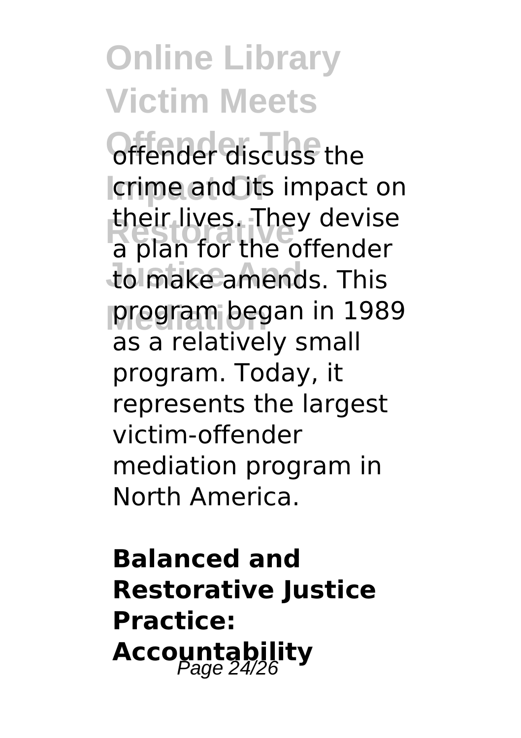offender discuss the crime and its impact on their lives. They devise a plan for the offender to make amends. This program began in 1989 as a relatively small program. Today, it represents the largest victim-offender mediation program in North America.

**Balanced and Restorative Justice Practice: Accountability**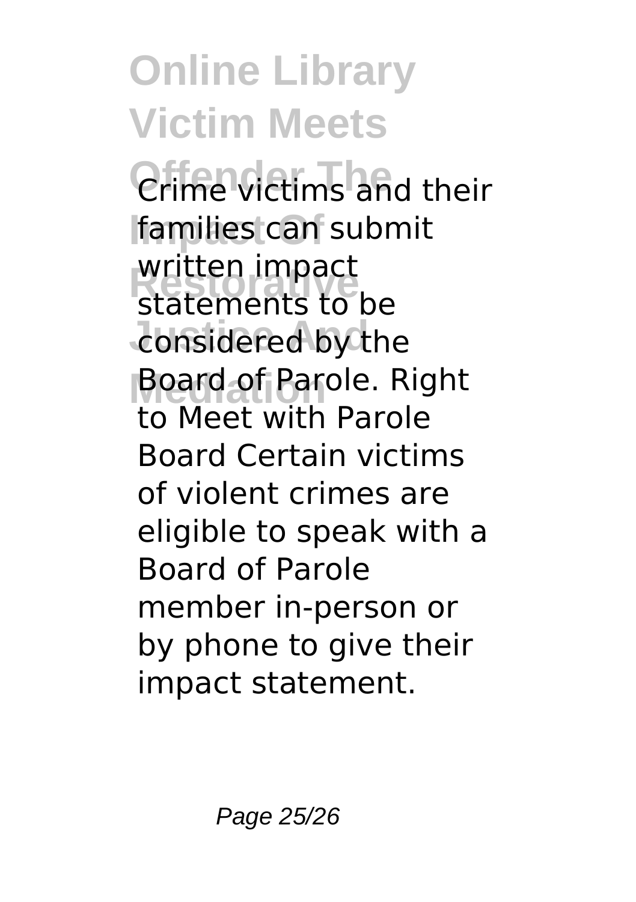Crime victims and their families can submit written impact statements to be considered by the Board of Parole. Right to Meet with Parole Board Certain victims of violent crimes are eligible to speak with a Board of Parole member in-person or by phone to give their impact statement.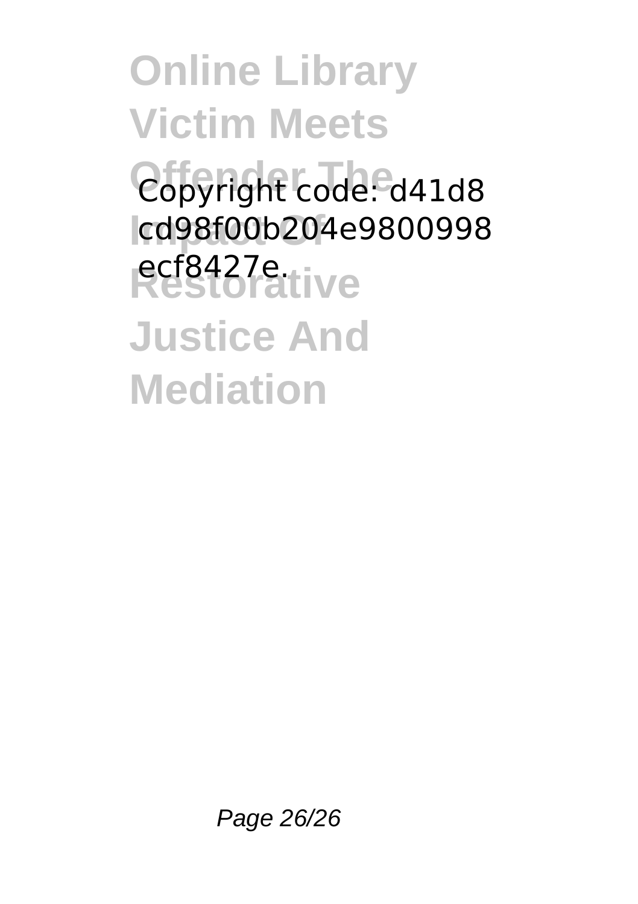Copyright code: d41d8cd98f00b204e9800998ecf8427e.